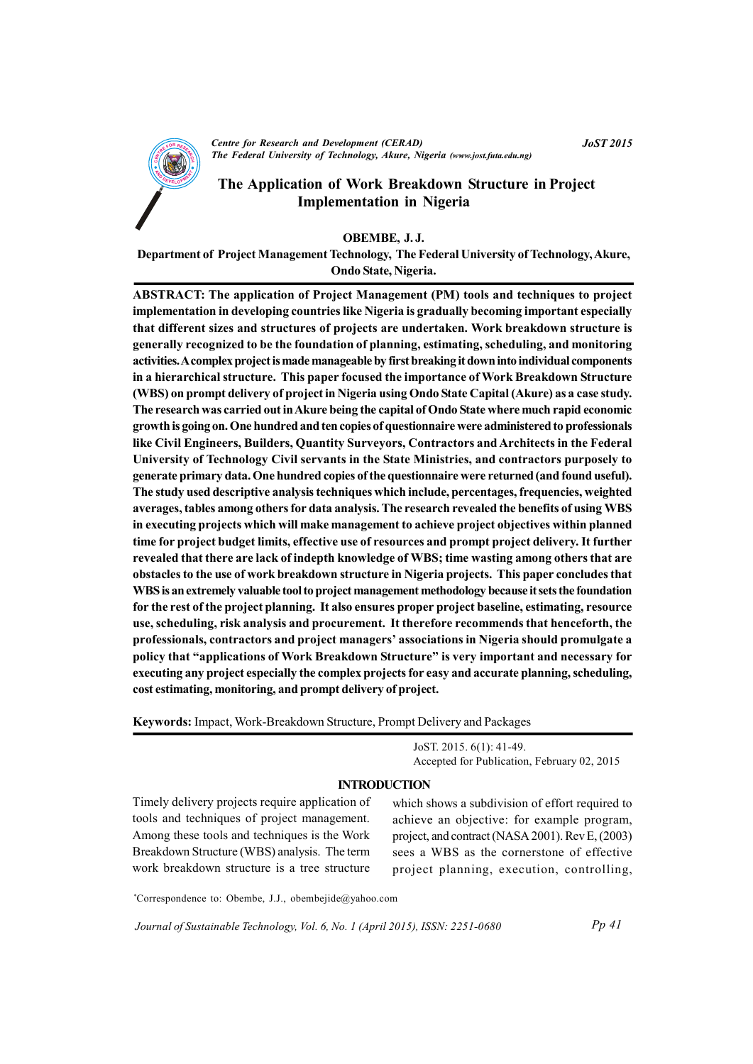# The Application of Work Breakdown Structure in Project Implementation in Nigeria

**OBEMBE, J. J.**

**Department of Project Management Technology, The Federal University of Technology, Akure, Ondo State, Nigeria.**

**ABSTRACT: The application of Project Management (PM) tools and techniques to project implementation in developing countries like Nigeria is gradually becoming important especially that different sizes and structures of projects are undertaken. Work breakdown structure is generally recognized to be the foundation of planning, estimating, scheduling, and monitoring activities. A complex project is made manageable by first breaking it down into individual components in a hierarchical structure. This paper focused the importance of Work Breakdown Structure (WBS) on prompt delivery of project in Nigeria using Ondo State Capital (Akure) as a case study. The research was carried out in Akure being the capital of Ondo State where much rapid economic growth is going on. One hundred and ten copies of questionnaire were administered to professionals like Civil Engineers, Builders, Quantity Surveyors, Contractors and Architects in the Federal University of Technology Civil servants in the State Ministries, and contractors purposely to generate primary data. One hundred copies of the questionnaire were returned (and found useful). The study used descriptive analysis techniques which include, percentages, frequencies, weighted averages, tables among others for data analysis. The research revealed the benefits of using WBS in executing projects which will make management to achieve project objectives within planned time for project budget limits, effective use of resources and prompt project delivery. It further revealed that there are lack of indepth knowledge of WBS; time wasting among others that are obstacles to the use of work breakdown structure in Nigeria projects. This paper concludes that WBS is an extremely valuable tool to project management methodology because it sets the foundation for the rest of the project planning. It also ensures proper project baseline, estimating, resource use, scheduling, risk analysis and procurement. It therefore recommends that henceforth, the professionals, contractors and project managers' associations in Nigeria should promulgate a policy that "applications of Work Breakdown Structure" is very important and necessary for executing any project especially the complex projects for easy and accurate planning, scheduling, cost estimating, monitoring, and prompt delivery of project.**

**Keywords:** Impact, Work-Breakdown Structure, Prompt Delivery and Packages

JoST. 2015. 6(1): 41-49.
Accepted for Publication, February 02, 2015

## INTRODUCTION

Timely delivery projects require application of tools and techniques of project management. Among these tools and techniques is the Work Breakdown Structure (WBS) analysis. The term work breakdown structure is a tree structure which shows a subdivision of effort required to achieve an objective: for example program, project, and contract (NASA 2001). Rev E, (2003) sees a WBS as the cornerstone of effective project planning, execution, controlling,

*Correspondence to: Obembe, J.J., obembejide@yahoo.com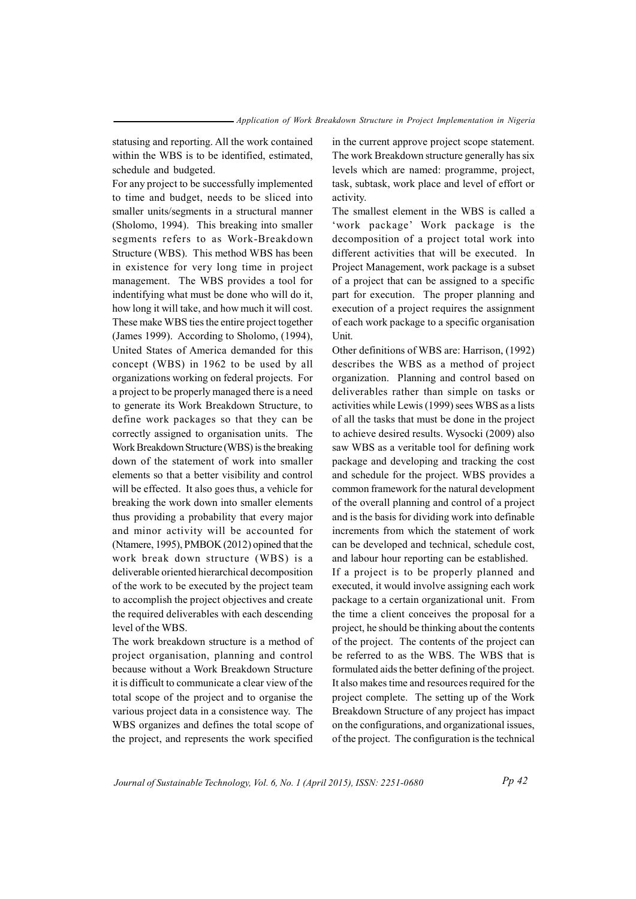statusing and reporting. All the work contained within the WBS is to be identified, estimated, schedule and budgeted.

For any project to be successfully implemented to time and budget, needs to be sliced into smaller units/segments in a structural manner (Sholomo, 1994). This breaking into smaller segments refers to as Work-Breakdown Structure (WBS). This method WBS has been in existence for very long time in project management. The WBS provides a tool for indentifying what must be done who will do it, how long it will take, and how much it will cost. These make WBS ties the entire project together (James 1999). According to Sholomo, (1994), United States of America demanded for this concept (WBS) in 1962 to be used by all organizations working on federal projects. For a project to be properly managed there is a need to generate its Work Breakdown Structure, to define work packages so that they can be correctly assigned to organisation units. The Work Breakdown Structure (WBS) is the breaking down of the statement of work into smaller elements so that a better visibility and control will be effected. It also goes thus, a vehicle for breaking the work down into smaller elements thus providing a probability that every major and minor activity will be accounted for (Ntamere, 1995), PMBOK (2012) opined that the work break down structure (WBS) is a deliverable oriented hierarchical decomposition of the work to be executed by the project team to accomplish the project objectives and create the required deliverables with each descending level of the WBS.

The work breakdown structure is a method of project organisation, planning and control because without a Work Breakdown Structure it is difficult to communicate a clear view of the total scope of the project and to organise the various project data in a consistence way. The WBS organizes and defines the total scope of the project, and represents the work specified in the current approve project scope statement. The work Breakdown structure generally has six levels which are named: programme, project, task, subtask, work place and level of effort or activity.

The smallest element in the WBS is called a 'work package' Work package is the decomposition of a project total work into different activities that will be executed. In Project Management, work package is a subset of a project that can be assigned to a specific part for execution. The proper planning and execution of a project requires the assignment of each work package to a specific organisation Unit.

Other definitions of WBS are: Harrison, (1992) describes the WBS as a method of project organization. Planning and control based on deliverables rather than simple on tasks or activities while Lewis (1999) sees WBS as a lists of all the tasks that must be done in the project to achieve desired results. Wysocki (2009) also saw WBS as a veritable tool for defining work package and developing and tracking the cost and schedule for the project. WBS provides a common framework for the natural development of the overall planning and control of a project and is the basis for dividing work into definable increments from which the statement of work can be developed and technical, schedule cost, and labour hour reporting can be established.

If a project is to be properly planned and executed, it would involve assigning each work package to a certain organizational unit. From the time a client conceives the proposal for a project, he should be thinking about the contents of the project. The contents of the project can be referred to as the WBS. The WBS that is formulated aids the better defining of the project. It also makes time and resources required for the project complete. The setting up of the Work Breakdown Structure of any project has impact on the configurations, and organizational issues, of the project. The configuration is the technical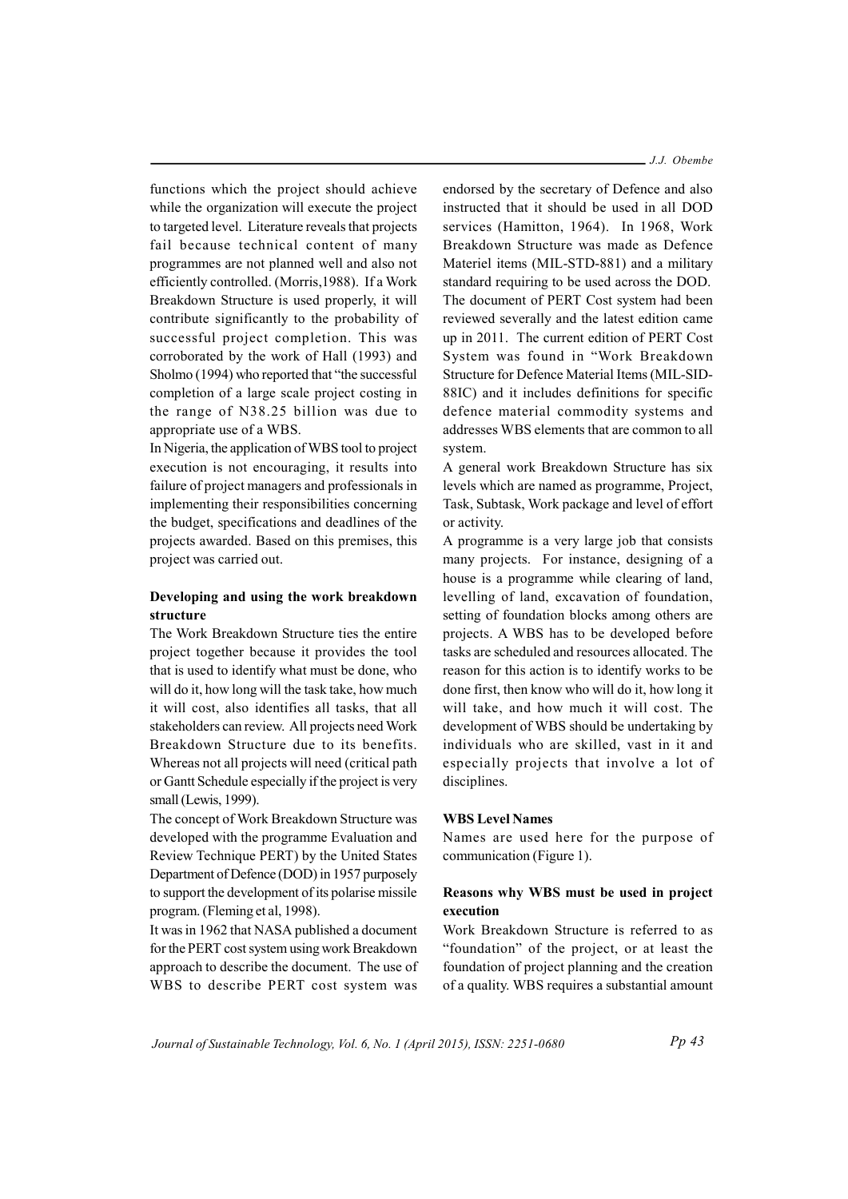functions which the project should achieve while the organization will execute the project to targeted level. Literature reveals that projects fail because technical content of many programmes are not planned well and also not efficiently controlled. (Morris,1988). If a Work Breakdown Structure is used properly, it will contribute significantly to the probability of successful project completion. This was corroborated by the work of Hall (1993) and Sholmo (1994) who reported that "the successful completion of a large scale project costing in the range of N38.25 billion was due to appropriate use of a WBS.

In Nigeria, the application of WBS tool to project execution is not encouraging, it results into failure of project managers and professionals in implementing their responsibilities concerning the budget, specifications and deadlines of the projects awarded. Based on this premises, this project was carried out.

### Developing and using the work breakdown structure

The Work Breakdown Structure ties the entire project together because it provides the tool that is used to identify what must be done, who will do it, how long will the task take, how much it will cost, also identifies all tasks, that all stakeholders can review. All projects need Work Breakdown Structure due to its benefits. Whereas not all projects will need (critical path or Gantt Schedule especially if the project is very small (Lewis, 1999).

The concept of Work Breakdown Structure was developed with the programme Evaluation and Review Technique PERT) by the United States Department of Defence (DOD) in 1957 purposely to support the development of its polarise missile program. (Fleming et al, 1998).

It was in 1962 that NASA published a document for the PERT cost system using work Breakdown approach to describe the document. The use of WBS to describe PERT cost system was endorsed by the secretary of Defence and also instructed that it should be used in all DOD services (Hamitton, 1964). In 1968, Work Breakdown Structure was made as Defence Materiel items (MIL-STD-881) and a military standard requiring to be used across the DOD. The document of PERT Cost system had been reviewed severally and the latest edition came up in 2011. The current edition of PERT Cost System was found in "Work Breakdown Structure for Defence Material Items (MIL-SID-88IC) and it includes definitions for specific defence material commodity systems and addresses WBS elements that are common to all system.

A general work Breakdown Structure has six levels which are named as programme, Project, Task, Subtask, Work package and level of effort or activity.

A programme is a very large job that consists many projects. For instance, designing of a house is a programme while clearing of land, levelling of land, excavation of foundation, setting of foundation blocks among others are projects. A WBS has to be developed before tasks are scheduled and resources allocated. The reason for this action is to identify works to be done first, then know who will do it, how long it will take, and how much it will cost. The development of WBS should be undertaking by individuals who are skilled, vast in it and especially projects that involve a lot of disciplines.

### WBS Level Names

Names are used here for the purpose of communication (Figure 1).

### Reasons why WBS must be used in project execution

Work Breakdown Structure is referred to as "foundation" of the project, or at least the foundation of project planning and the creation of a quality. WBS requires a substantial amount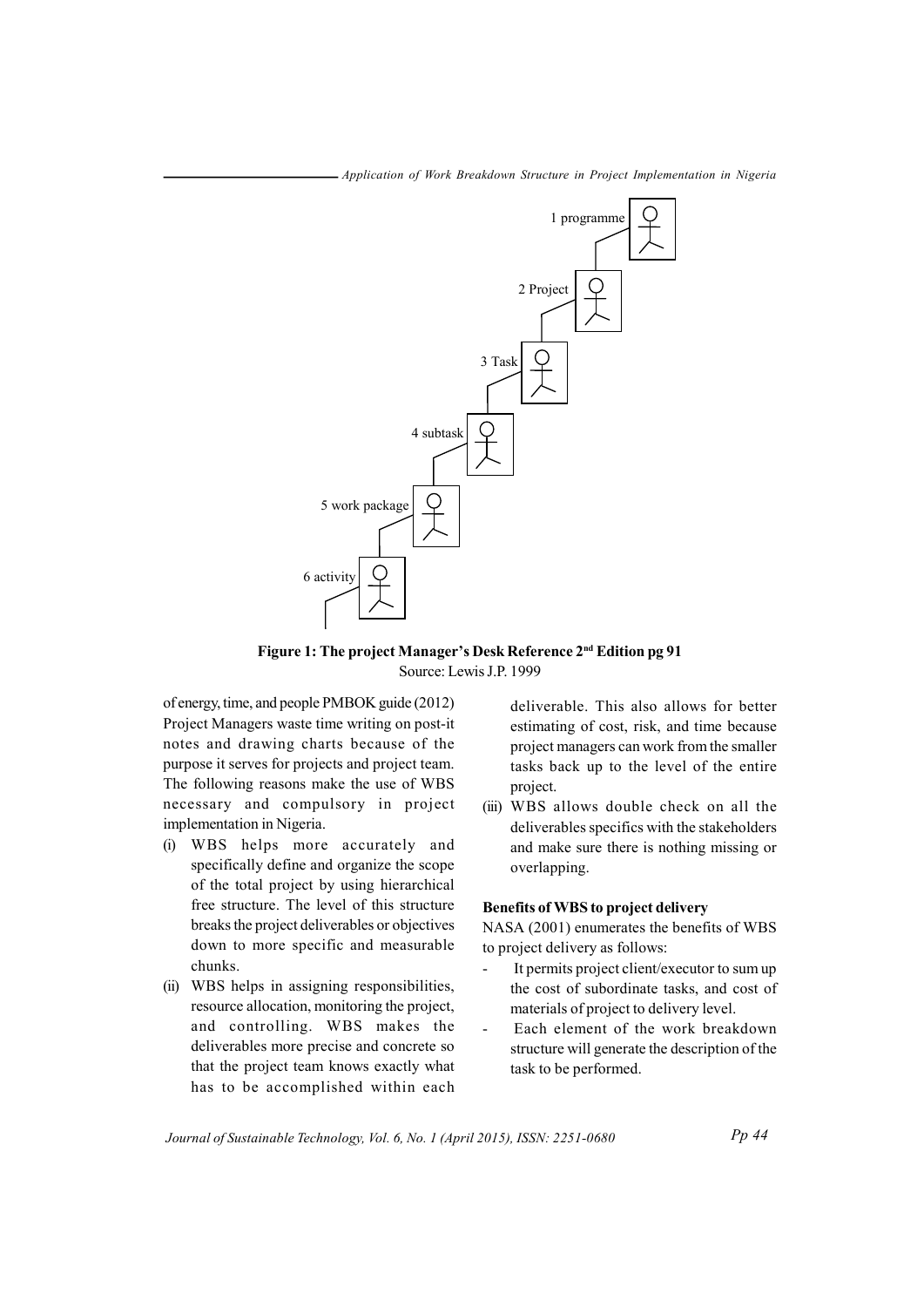1 programme

2 Project

3 Task

4 subtask

5 work package

6 activity

**Figure 1: The project Manager's Desk Reference 2nd Edition pg 91**

Source: Lewis J.P. 1999

of energy, time, and people PMBOK guide (2012) Project Managers waste time writing on post-it notes and drawing charts because of the purpose it serves for projects and project team. The following reasons make the use of WBS necessary and compulsory in project implementation in Nigeria.

(i) WBS helps more accurately and specifically define and organize the scope of the total project by using hierarchical free structure. The level of this structure breaks the project deliverables or objectives down to more specific and measurable chunks.

(ii) WBS helps in assigning responsibilities, resource allocation, monitoring the project, and controlling. WBS makes the deliverables more precise and concrete so that the project team knows exactly what has to be accomplished within each deliverable. This also allows for better estimating of cost, risk, and time because project managers can work from the smaller tasks back up to the level of the entire project.

(iii) WBS allows double check on all the deliverables specifics with the stakeholders and make sure there is nothing missing or overlapping.

**Benefits of WBS to project delivery**

NASA (2001) enumerates the benefits of WBS to project delivery as follows:

- It permits project client/executor to sum up the cost of subordinate tasks, and cost of materials of project to delivery level.
- Each element of the work breakdown structure will generate the description of the task to be performed.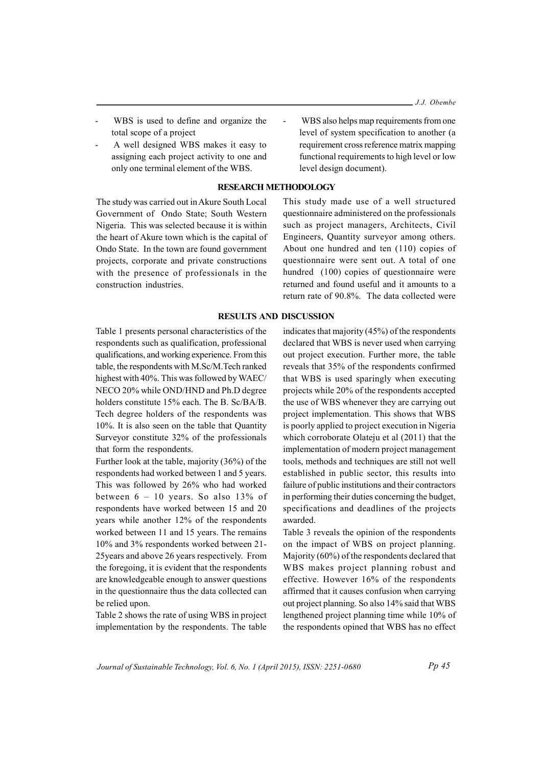- WBS is used to define and organize the total scope of a project
- A well designed WBS makes it easy to assigning each project activity to one and only one terminal element of the WBS.
- WBS also helps map requirements from one level of system specification to another (a requirement cross reference matrix mapping functional requirements to high level or low level design document).

## RESEARCH METHODOLOGY

The study was carried out in Akure South Local Government of Ondo State; South Western Nigeria. This was selected because it is within the heart of Akure town which is the capital of Ondo State. In the town are found government projects, corporate and private constructions with the presence of professionals in the construction industries.

This study made use of a well structured questionnaire administered on the professionals such as project managers, Architects, Civil Engineers, Quantity surveyor among others. About one hundred and ten (110) copies of questionnaire were sent out. A total of one hundred (100) copies of questionnaire were returned and found useful and it amounts to a return rate of 90.8%. The data collected were

## RESULTS AND DISCUSSION

Table 1 presents personal characteristics of the respondents such as qualification, professional qualifications, and working experience. From this table, the respondents with M.Sc/M.Tech ranked highest with 40%. This was followed by WAEC/NECO 20% while OND/HND and Ph.D degree holders constitute 15% each. The B. Sc/BA/B. Tech degree holders of the respondents was 10%. It is also seen on the table that Quantity Surveyor constitute 32% of the professionals that form the respondents.

Further look at the table, majority (36%) of the respondents had worked between 1 and 5 years. This was followed by 26% who had worked between 6 – 10 years. So also 13% of respondents have worked between 15 and 20 years while another 12% of the respondents worked between 11 and 15 years. The remains 10% and 3% respondents worked between 21-25years and above 26 years respectively. From the foregoing, it is evident that the respondents are knowledgeable enough to answer questions in the questionnaire thus the data collected can be relied upon.

Table 2 shows the rate of using WBS in project implementation by the respondents. The table indicates that majority (45%) of the respondents declared that WBS is never used when carrying out project execution. Further more, the table reveals that 35% of the respondents confirmed that WBS is used sparingly when executing projects while 20% of the respondents accepted the use of WBS whenever they are carrying out project implementation. This shows that WBS is poorly applied to project execution in Nigeria which corroborate Olateju et al (2011) that the implementation of modern project management tools, methods and techniques are still not well established in public sector, this results into failure of public institutions and their contractors in performing their duties concerning the budget, specifications and deadlines of the projects awarded.

Table 3 reveals the opinion of the respondents on the impact of WBS on project planning. Majority (60%) of the respondents declared that WBS makes project planning robust and effective. However 16% of the respondents affirmed that it causes confusion when carrying out project planning. So also 14% said that WBS lengthened project planning time while 10% of the respondents opined that WBS has no effect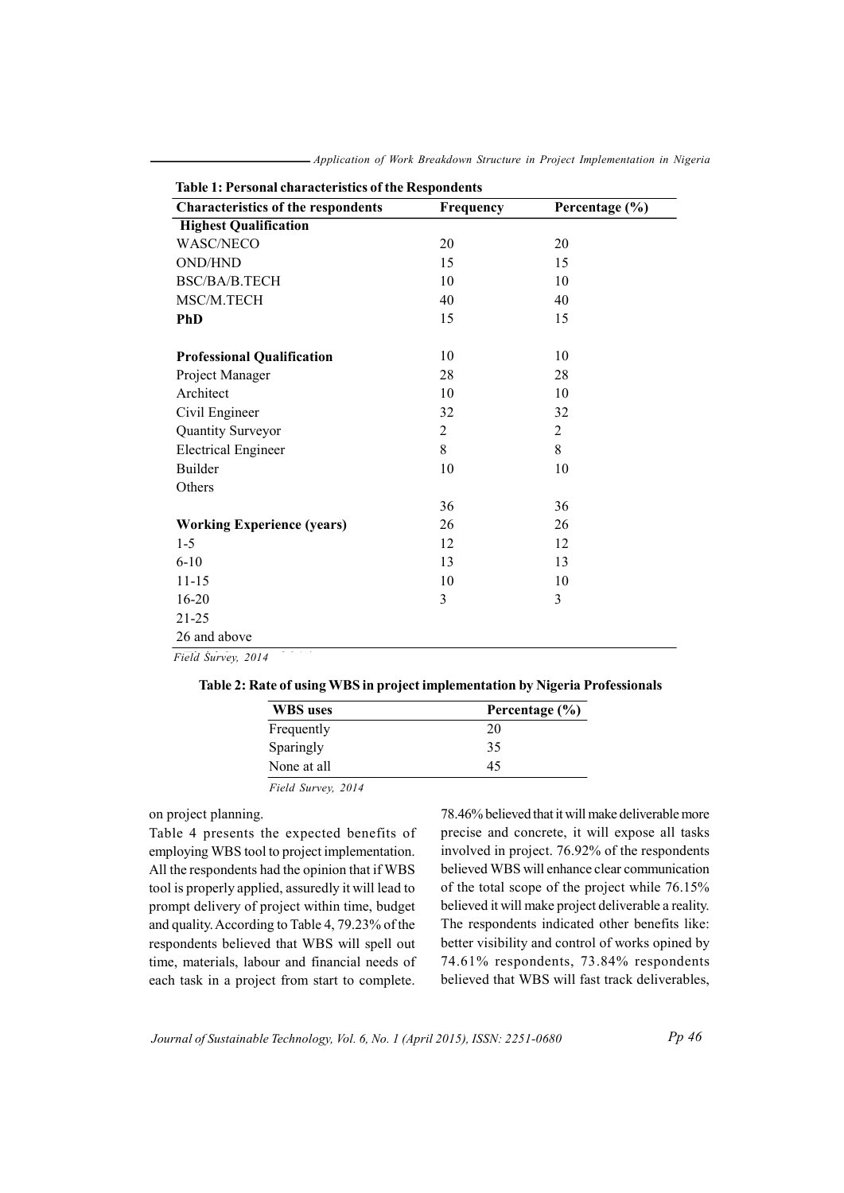**Table 1: Personal characteristics of the Respondents**

| Characteristics of the respondents | Frequency | Percentage (%) |
| --- | --- | --- |
| **Highest Qualification** | | |
| WASC/NECO | 20 | 20 |
| OND/HND | 15 | 15 |
| BSC/BA/B.TECH | 10 | 10 |
| MSC/M.TECH | 40 | 40 |
| **PhD** | 15 | 15 |
| | | |
| **Professional Qualification** | 10 | 10 |
| Project Manager | 28 | 28 |
| Architect | 10 | 10 |
| Civil Engineer | 32 | 32 |
| Quantity Surveyor | 2 | 2 |
| Electrical Engineer | 8 | 8 |
| Builder | 10 | 10 |
| Others | | |
| | 36 | 36 |
| **Working Experience (years)** | 26 | 26 |
| 1-5 | 12 | 12 |
| 6-10 | 13 | 13 |
| 11-15 | 10 | 10 |
| 16-20 | 3 | 3 |
| 21-25 | | |
| 26 and above | | |

*Field Survey, 2014*

**Table 2: Rate of using WBS in project implementation by Nigeria Professionals**

| WBS uses | Percentage (%) |
| --- | --- |
| Frequently | 20 |
| Sparingly | 35 |
| None at all | 45 |

*Field Survey, 2014*

on project planning.

Table 4 presents the expected benefits of employing WBS tool to project implementation. All the respondents had the opinion that if WBS tool is properly applied, assuredly it will lead to prompt delivery of project within time, budget and quality. According to Table 4, 79.23% of the respondents believed that WBS will spell out time, materials, labour and financial needs of each task in a project from start to complete. 78.46% believed that it will make deliverable more precise and concrete, it will expose all tasks involved in project. 76.92% of the respondents believed WBS will enhance clear communication of the total scope of the project while 76.15% believed it will make project deliverable a reality. The respondents indicated other benefits like: better visibility and control of works opined by 74.61% respondents, 73.84% respondents believed that WBS will fast track deliverables,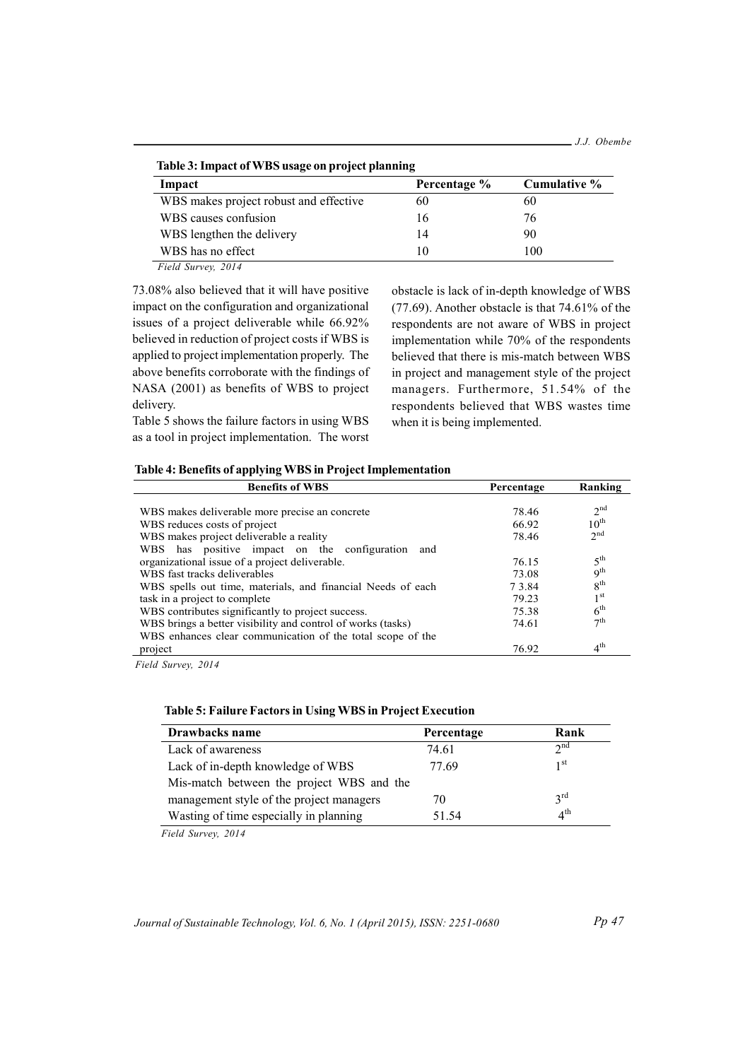**Table 3: Impact of WBS usage on project planning**

| Impact | Percentage % | Cumulative % |
|---|---|---|
| WBS makes project robust and effective | 60 | 60 |
| WBS causes confusion | 16 | 76 |
| WBS lengthen the delivery | 14 | 90 |
| WBS has no effect | 10 | 100 |

*Field Survey, 2014*

73.08% also believed that it will have positive impact on the configuration and organizational issues of a project deliverable while 66.92% believed in reduction of project costs if WBS is applied to project implementation properly. The above benefits corroborate with the findings of NASA (2001) as benefits of WBS to project delivery.

Table 5 shows the failure factors in using WBS as a tool in project implementation. The worst obstacle is lack of in-depth knowledge of WBS (77.69). Another obstacle is that 74.61% of the respondents are not aware of WBS in project implementation while 70% of the respondents believed that there is mis-match between WBS in project and management style of the project managers. Furthermore, 51.54% of the respondents believed that WBS wastes time when it is being implemented.

**Table 4: Benefits of applying WBS in Project Implementation**

| Benefits of WBS | Percentage | Ranking |
|---|---|---|
| WBS makes deliverable more precise an concrete | 78.46 | 2nd |
| WBS reduces costs of project | 66.92 | 10th |
| WBS makes project deliverable a reality | 78.46 | 2nd |
| WBS has positive impact on the configuration and organizational issue of a project deliverable. | 76.15 | 5th |
| WBS fast tracks deliverables | 73.08 | 9th |
| WBS spells out time, materials, and financial Needs of each | 7 3.84 | 8th |
| task in a project to complete | 79.23 | 1st |
| WBS contributes significantly to project success. | 75.38 | 6th |
| WBS brings a better visibility and control of works (tasks) | 74.61 | 7th |
| WBS enhances clear communication of the total scope of the project | 76.92 | 4th |

*Field Survey, 2014*

**Table 5: Failure Factors in Using WBS in Project Execution**

| Drawbacks name | Percentage | Rank |
|---|---|---|
| Lack of awareness | 74.61 | 2nd |
| Lack of in-depth knowledge of WBS | 77.69 | 1st |
| Mis-match between the project WBS and the management style of the project managers | 70 | 3rd |
| Wasting of time especially in planning | 51.54 | 4th |

*Field Survey, 2014*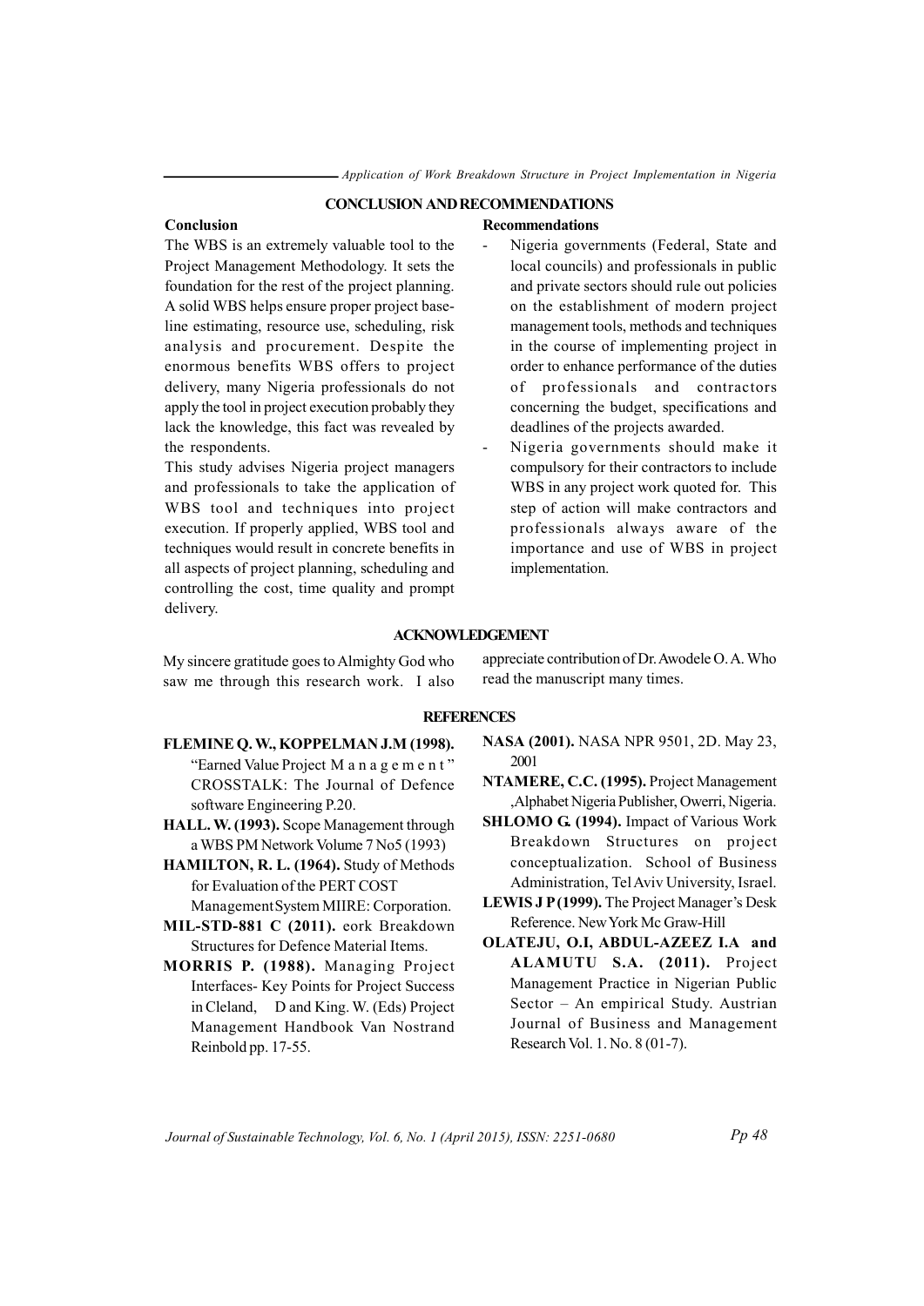## CONCLUSION AND RECOMMENDATIONS

### Conclusion

The WBS is an extremely valuable tool to the Project Management Methodology. It sets the foundation for the rest of the project planning. A solid WBS helps ensure proper project baseline estimating, resource use, scheduling, risk analysis and procurement. Despite the enormous benefits WBS offers to project delivery, many Nigeria professionals do not apply the tool in project execution probably they lack the knowledge, this fact was revealed by the respondents.

This study advises Nigeria project managers and professionals to take the application of WBS tool and techniques into project execution. If properly applied, WBS tool and techniques would result in concrete benefits in all aspects of project planning, scheduling and controlling the cost, time quality and prompt delivery.

### Recommendations

- Nigeria governments (Federal, State and local councils) and professionals in public and private sectors should rule out policies on the establishment of modern project management tools, methods and techniques in the course of implementing project in order to enhance performance of the duties of professionals and contractors concerning the budget, specifications and deadlines of the projects awarded.
- Nigeria governments should make it compulsory for their contractors to include WBS in any project work quoted for. This step of action will make contractors and professionals always aware of the importance and use of WBS in project implementation.

## ACKNOWLEDGEMENT

My sincere gratitude goes to Almighty God who saw me through this research work. I also appreciate contribution of Dr. Awodele O. A. Who read the manuscript many times.

## REFERENCES

**FLEMINE Q. W., KOPPELMAN J.M (1998).** "Earned Value Project M a n a g e m e n t" CROSSTALK: The Journal of Defence software Engineering P.20.

**HALL. W. (1993).** Scope Management through a WBS PM Network Volume 7 No5 (1993)

**HAMILTON, R. L. (1964).** Study of Methods for Evaluation of the PERT COST Management System MIIRE: Corporation.

**MIL-STD-881 C (2011).** eork Breakdown Structures for Defence Material Items.

**MORRIS P. (1988).** Managing Project Interfaces- Key Points for Project Success in Cleland, D and King. W. (Eds) Project Management Handbook Van Nostrand Reinbold pp. 17-55.

**NASA (2001).** NASA NPR 9501, 2D. May 23, 2001

**NTAMERE, C.C. (1995).** Project Management ,Alphabet Nigeria Publisher, Owerri, Nigeria.

**SHLOMO G. (1994).** Impact of Various Work Breakdown Structures on project conceptualization. School of Business Administration, Tel Aviv University, Israel.

**LEWIS J P (1999).** The Project Manager's Desk Reference. New York Mc Graw-Hill

**OLATEJU, O.I, ABDUL-AZEEZ I.A and ALAMUTU S.A. (2011).** Project Management Practice in Nigerian Public Sector – An empirical Study. Austrian Journal of Business and Management Research Vol. 1. No. 8 (01-7).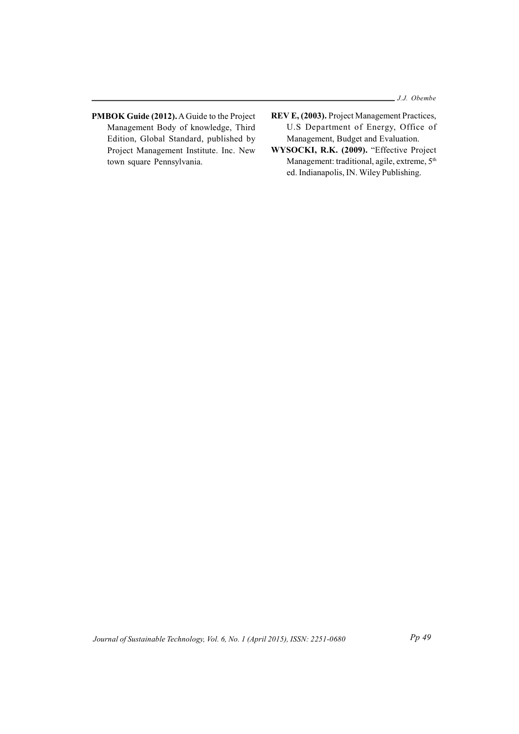**PMBOK Guide (2012).** A Guide to the Project Management Body of knowledge, Third Edition, Global Standard, published by Project Management Institute. Inc. New town square Pennsylvania.

**REV E, (2003).** Project Management Practices, U.S Department of Energy, Office of Management, Budget and Evaluation.

**WYSOCKI, R.K. (2009).** "Effective Project Management: traditional, agile, extreme, 5th ed. Indianapolis, IN. Wiley Publishing.